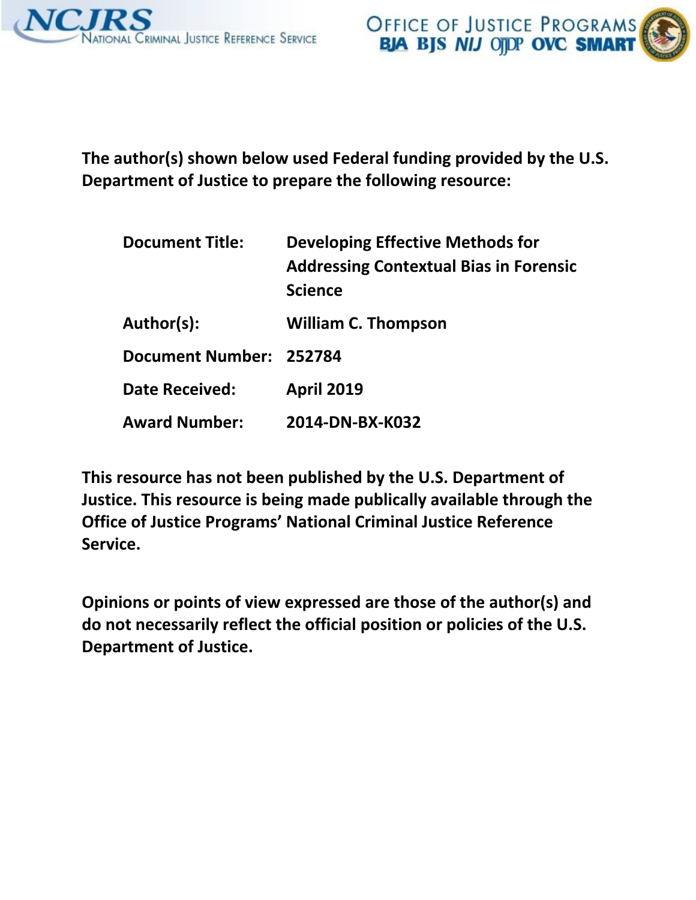NCJRS
National Criminal Justice Reference Service

Office of Justice Programs
BJA BJS NIJ OJJDP OVC SMART

**The author(s) shown below used Federal funding provided by the U.S. Department of Justice to prepare the following resource:**

| | |
|---|---|
| **Document Title:** | **Developing Effective Methods for Addressing Contextual Bias in Forensic Science** |
| **Author(s):** | **William C. Thompson** |
| **Document Number:** | **252784** |
| **Date Received:** | **April 2019** |
| **Award Number:** | **2014-DN-BX-K032** |

**This resource has not been published by the U.S. Department of Justice. This resource is being made publically available through the Office of Justice Programs' National Criminal Justice Reference Service.**

**Opinions or points of view expressed are those of the author(s) and do not necessarily reflect the official position or policies of the U.S. Department of Justice.**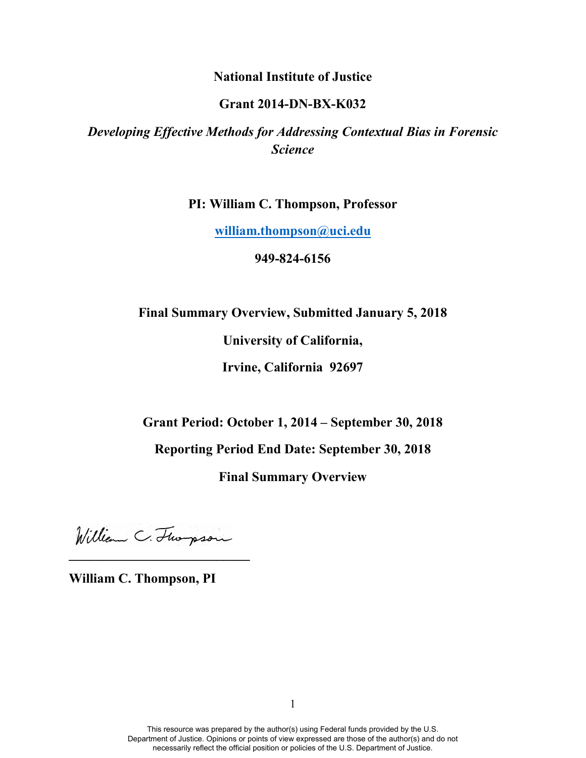**National Institute of Justice**

**Grant 2014-DN-BX-K032**

***Developing Effective Methods for Addressing Contextual Bias in Forensic Science***

**PI: William C. Thompson, Professor**

**william.thompson@uci.edu**

**949-824-6156**

**Final Summary Overview, Submitted January 5, 2018**

**University of California,**

**Irvine, California 92697**

**Grant Period: October 1, 2014 – September 30, 2018**

**Reporting Period End Date: September 30, 2018**

**Final Summary Overview**

William C. Thompson

___________________________

**William C. Thompson, PI**

This resource was prepared by the author(s) using Federal funds provided by the U.S. Department of Justice. Opinions or points of view expressed are those of the author(s) and do not necessarily reflect the official position or policies of the U.S. Department of Justice.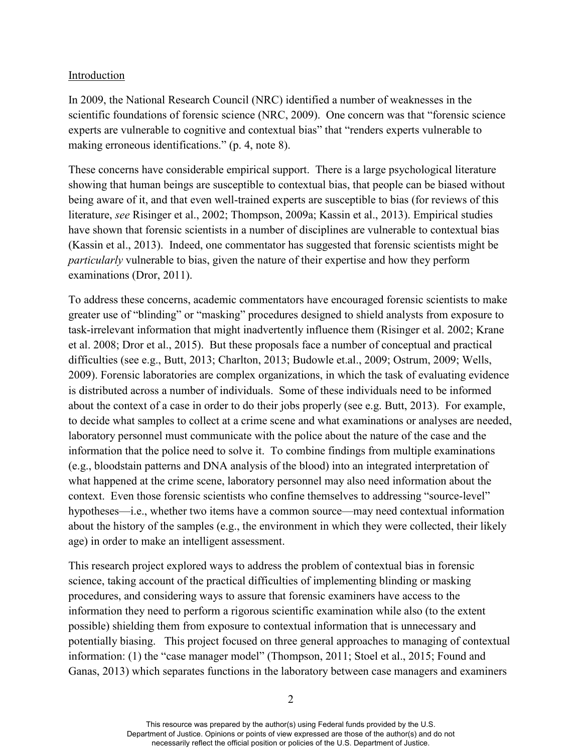## Introduction

In 2009, the National Research Council (NRC) identified a number of weaknesses in the scientific foundations of forensic science (NRC, 2009). One concern was that "forensic science experts are vulnerable to cognitive and contextual bias" that "renders experts vulnerable to making erroneous identifications." (p. 4, note 8).

These concerns have considerable empirical support. There is a large psychological literature showing that human beings are susceptible to contextual bias, that people can be biased without being aware of it, and that even well-trained experts are susceptible to bias (for reviews of this literature, *see* Risinger et al., 2002; Thompson, 2009a; Kassin et al., 2013). Empirical studies have shown that forensic scientists in a number of disciplines are vulnerable to contextual bias (Kassin et al., 2013). Indeed, one commentator has suggested that forensic scientists might be *particularly* vulnerable to bias, given the nature of their expertise and how they perform examinations (Dror, 2011).

To address these concerns, academic commentators have encouraged forensic scientists to make greater use of "blinding" or "masking" procedures designed to shield analysts from exposure to task-irrelevant information that might inadvertently influence them (Risinger et al. 2002; Krane et al. 2008; Dror et al., 2015). But these proposals face a number of conceptual and practical difficulties (see e.g., Butt, 2013; Charlton, 2013; Budowle et.al., 2009; Ostrum, 2009; Wells, 2009). Forensic laboratories are complex organizations, in which the task of evaluating evidence is distributed across a number of individuals. Some of these individuals need to be informed about the context of a case in order to do their jobs properly (see e.g. Butt, 2013). For example, to decide what samples to collect at a crime scene and what examinations or analyses are needed, laboratory personnel must communicate with the police about the nature of the case and the information that the police need to solve it. To combine findings from multiple examinations (e.g., bloodstain patterns and DNA analysis of the blood) into an integrated interpretation of what happened at the crime scene, laboratory personnel may also need information about the context. Even those forensic scientists who confine themselves to addressing "source-level" hypotheses—i.e., whether two items have a common source—may need contextual information about the history of the samples (e.g., the environment in which they were collected, their likely age) in order to make an intelligent assessment.

This research project explored ways to address the problem of contextual bias in forensic science, taking account of the practical difficulties of implementing blinding or masking procedures, and considering ways to assure that forensic examiners have access to the information they need to perform a rigorous scientific examination while also (to the extent possible) shielding them from exposure to contextual information that is unnecessary and potentially biasing. This project focused on three general approaches to managing of contextual information: (1) the "case manager model" (Thompson, 2011; Stoel et al., 2015; Found and Ganas, 2013) which separates functions in the laboratory between case managers and examiners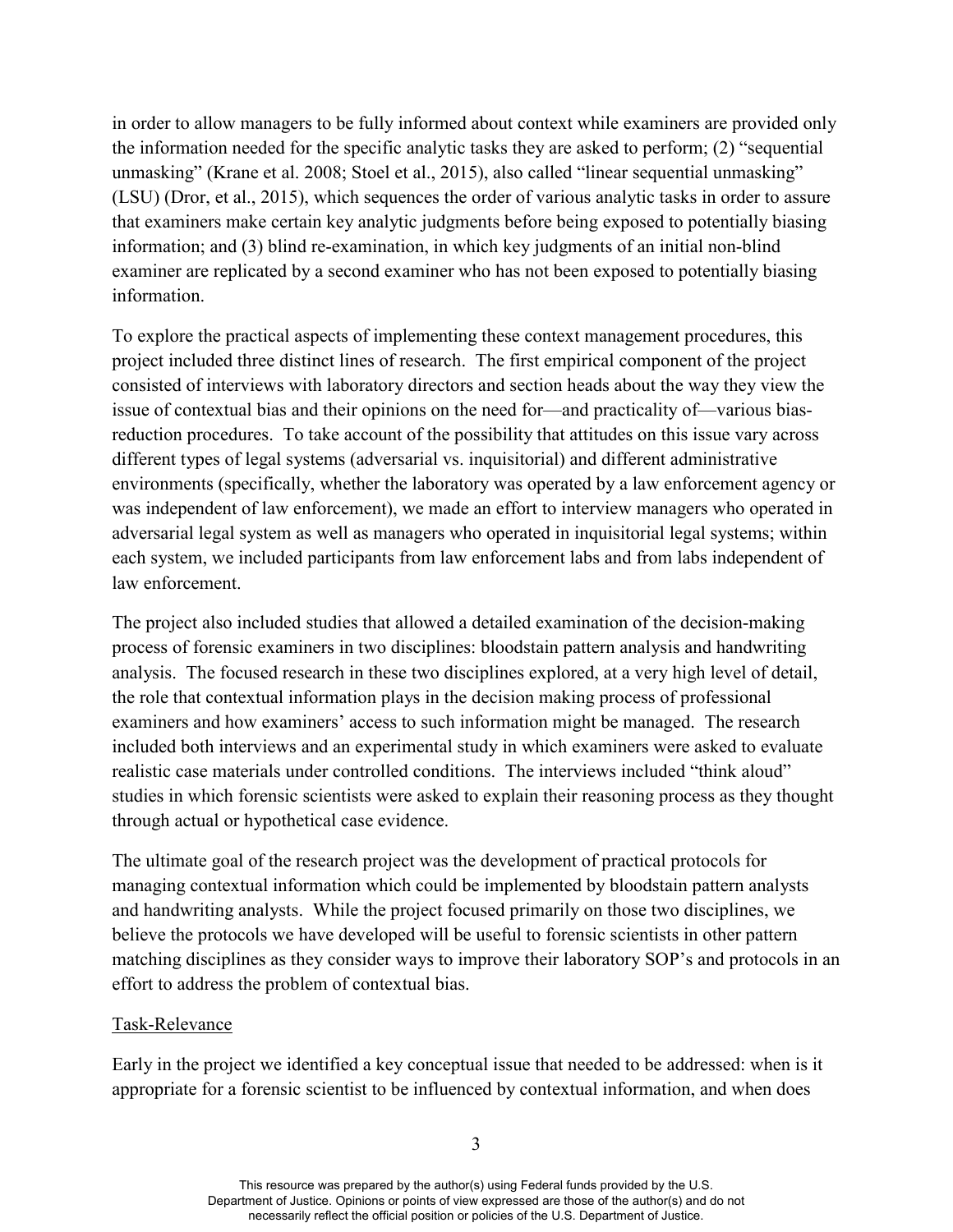in order to allow managers to be fully informed about context while examiners are provided only the information needed for the specific analytic tasks they are asked to perform; (2) "sequential unmasking" (Krane et al. 2008; Stoel et al., 2015), also called "linear sequential unmasking" (LSU) (Dror, et al., 2015), which sequences the order of various analytic tasks in order to assure that examiners make certain key analytic judgments before being exposed to potentially biasing information; and (3) blind re-examination, in which key judgments of an initial non-blind examiner are replicated by a second examiner who has not been exposed to potentially biasing information.

To explore the practical aspects of implementing these context management procedures, this project included three distinct lines of research. The first empirical component of the project consisted of interviews with laboratory directors and section heads about the way they view the issue of contextual bias and their opinions on the need for—and practicality of—various bias-reduction procedures. To take account of the possibility that attitudes on this issue vary across different types of legal systems (adversarial vs. inquisitorial) and different administrative environments (specifically, whether the laboratory was operated by a law enforcement agency or was independent of law enforcement), we made an effort to interview managers who operated in adversarial legal system as well as managers who operated in inquisitorial legal systems; within each system, we included participants from law enforcement labs and from labs independent of law enforcement.

The project also included studies that allowed a detailed examination of the decision-making process of forensic examiners in two disciplines: bloodstain pattern analysis and handwriting analysis. The focused research in these two disciplines explored, at a very high level of detail, the role that contextual information plays in the decision making process of professional examiners and how examiners' access to such information might be managed. The research included both interviews and an experimental study in which examiners were asked to evaluate realistic case materials under controlled conditions. The interviews included "think aloud" studies in which forensic scientists were asked to explain their reasoning process as they thought through actual or hypothetical case evidence.

The ultimate goal of the research project was the development of practical protocols for managing contextual information which could be implemented by bloodstain pattern analysts and handwriting analysts. While the project focused primarily on those two disciplines, we believe the protocols we have developed will be useful to forensic scientists in other pattern matching disciplines as they consider ways to improve their laboratory SOP's and protocols in an effort to address the problem of contextual bias.

## Task-Relevance

Early in the project we identified a key conceptual issue that needed to be addressed: when is it appropriate for a forensic scientist to be influenced by contextual information, and when does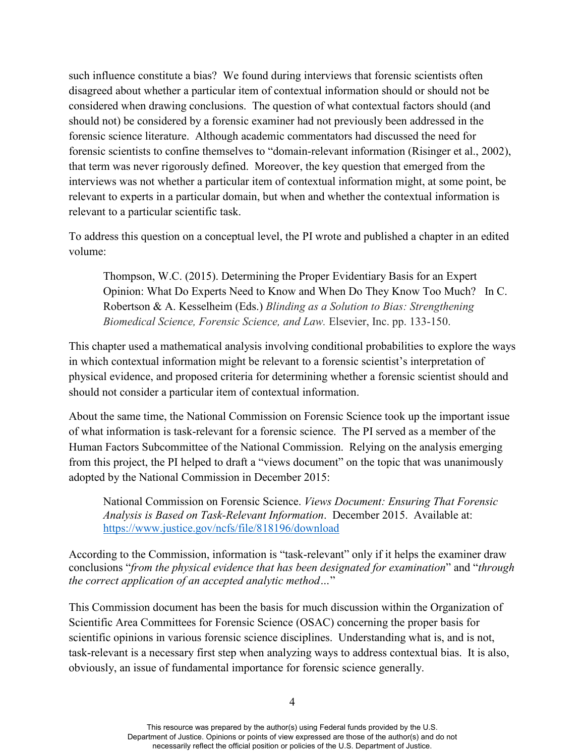such influence constitute a bias? We found during interviews that forensic scientists often disagreed about whether a particular item of contextual information should or should not be considered when drawing conclusions. The question of what contextual factors should (and should not) be considered by a forensic examiner had not previously been addressed in the forensic science literature. Although academic commentators had discussed the need for forensic scientists to confine themselves to "domain-relevant information (Risinger et al., 2002), that term was never rigorously defined. Moreover, the key question that emerged from the interviews was not whether a particular item of contextual information might, at some point, be relevant to experts in a particular domain, but when and whether the contextual information is relevant to a particular scientific task.

To address this question on a conceptual level, the PI wrote and published a chapter in an edited volume:

> Thompson, W.C. (2015). Determining the Proper Evidentiary Basis for an Expert Opinion: What Do Experts Need to Know and When Do They Know Too Much? In C. Robertson & A. Kesselheim (Eds.) *Blinding as a Solution to Bias: Strengthening Biomedical Science, Forensic Science, and Law.* Elsevier, Inc. pp. 133-150.

This chapter used a mathematical analysis involving conditional probabilities to explore the ways in which contextual information might be relevant to a forensic scientist's interpretation of physical evidence, and proposed criteria for determining whether a forensic scientist should and should not consider a particular item of contextual information.

About the same time, the National Commission on Forensic Science took up the important issue of what information is task-relevant for a forensic science. The PI served as a member of the Human Factors Subcommittee of the National Commission. Relying on the analysis emerging from this project, the PI helped to draft a "views document" on the topic that was unanimously adopted by the National Commission in December 2015:

> National Commission on Forensic Science. *Views Document: Ensuring That Forensic Analysis is Based on Task-Relevant Information*. December 2015. Available at: https://www.justice.gov/ncfs/file/818196/download

According to the Commission, information is "task-relevant" only if it helps the examiner draw conclusions "*from the physical evidence that has been designated for examination*" and "*through the correct application of an accepted analytic method…*"

This Commission document has been the basis for much discussion within the Organization of Scientific Area Committees for Forensic Science (OSAC) concerning the proper basis for scientific opinions in various forensic science disciplines. Understanding what is, and is not, task-relevant is a necessary first step when analyzing ways to address contextual bias. It is also, obviously, an issue of fundamental importance for forensic science generally.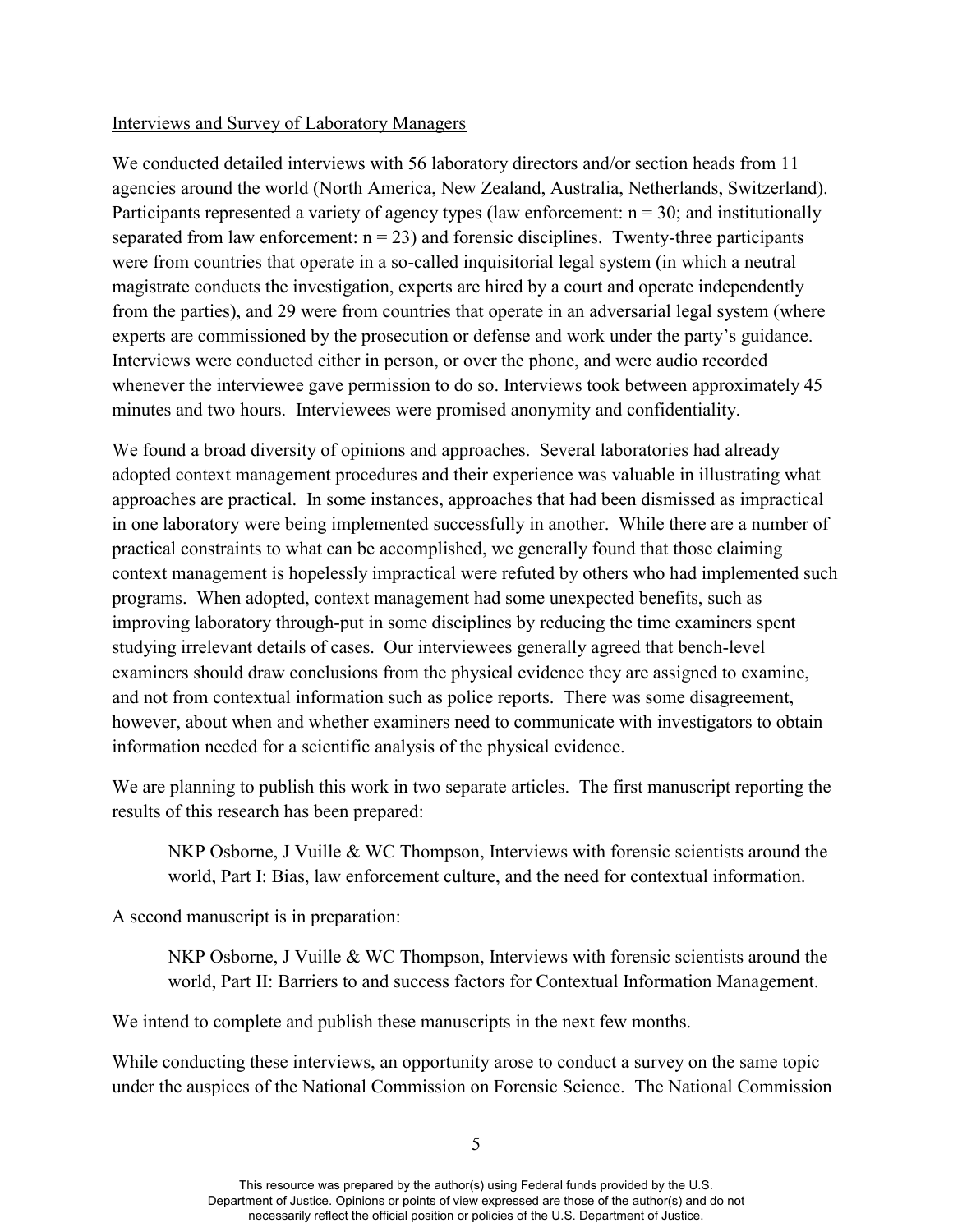Interviews and Survey of Laboratory Managers

We conducted detailed interviews with 56 laboratory directors and/or section heads from 11 agencies around the world (North America, New Zealand, Australia, Netherlands, Switzerland). Participants represented a variety of agency types (law enforcement: $n = 30$; and institutionally separated from law enforcement: $n = 23$) and forensic disciplines. Twenty-three participants were from countries that operate in a so-called inquisitorial legal system (in which a neutral magistrate conducts the investigation, experts are hired by a court and operate independently from the parties), and 29 were from countries that operate in an adversarial legal system (where experts are commissioned by the prosecution or defense and work under the party's guidance. Interviews were conducted either in person, or over the phone, and were audio recorded whenever the interviewee gave permission to do so. Interviews took between approximately 45 minutes and two hours. Interviewees were promised anonymity and confidentiality.

We found a broad diversity of opinions and approaches. Several laboratories had already adopted context management procedures and their experience was valuable in illustrating what approaches are practical. In some instances, approaches that had been dismissed as impractical in one laboratory were being implemented successfully in another. While there are a number of practical constraints to what can be accomplished, we generally found that those claiming context management is hopelessly impractical were refuted by others who had implemented such programs. When adopted, context management had some unexpected benefits, such as improving laboratory through-put in some disciplines by reducing the time examiners spent studying irrelevant details of cases. Our interviewees generally agreed that bench-level examiners should draw conclusions from the physical evidence they are assigned to examine, and not from contextual information such as police reports. There was some disagreement, however, about when and whether examiners need to communicate with investigators to obtain information needed for a scientific analysis of the physical evidence.

We are planning to publish this work in two separate articles. The first manuscript reporting the results of this research has been prepared:

> NKP Osborne, J Vuille & WC Thompson, Interviews with forensic scientists around the world, Part I: Bias, law enforcement culture, and the need for contextual information.

A second manuscript is in preparation:

> NKP Osborne, J Vuille & WC Thompson, Interviews with forensic scientists around the world, Part II: Barriers to and success factors for Contextual Information Management.

We intend to complete and publish these manuscripts in the next few months.

While conducting these interviews, an opportunity arose to conduct a survey on the same topic under the auspices of the National Commission on Forensic Science. The National Commission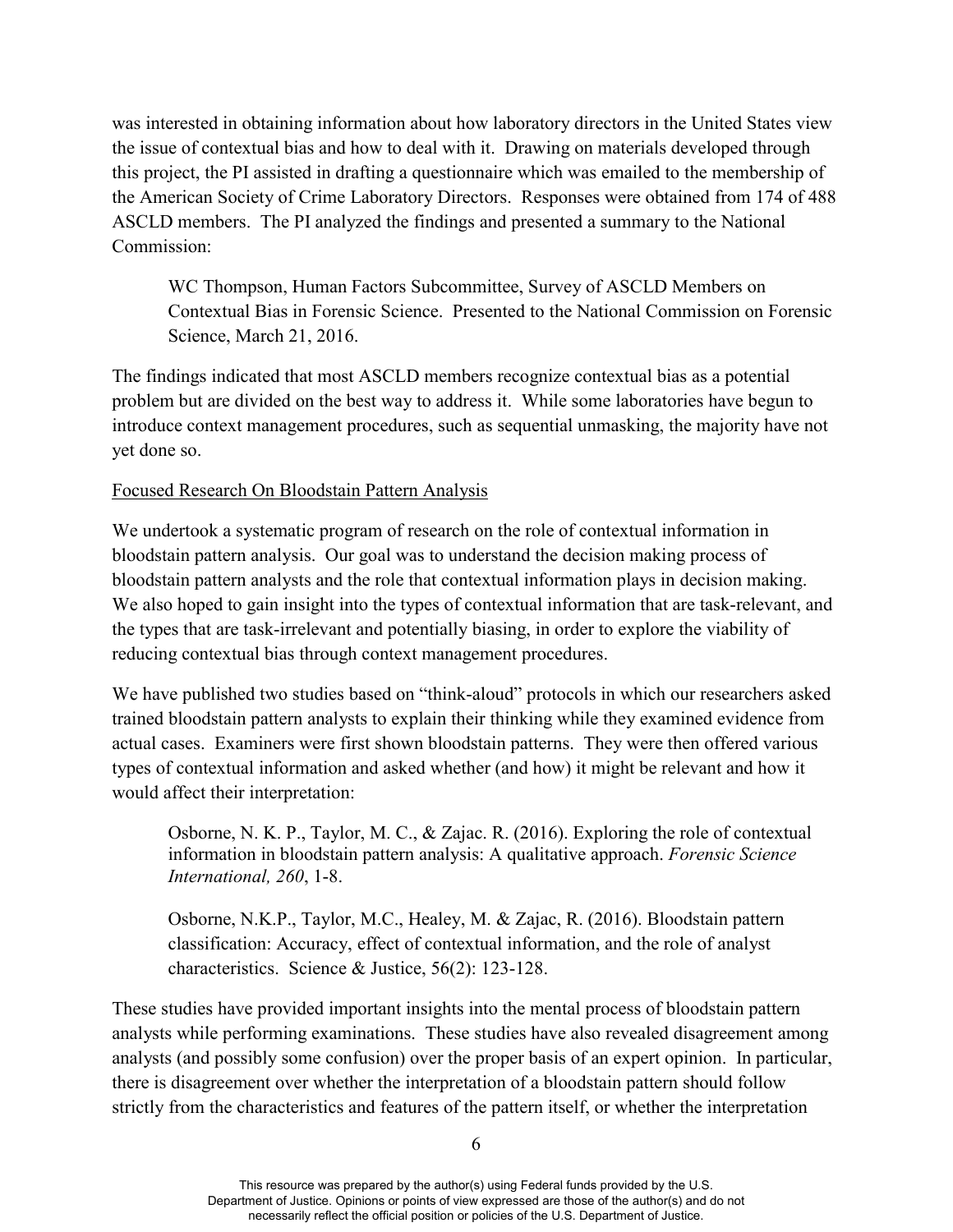was interested in obtaining information about how laboratory directors in the United States view the issue of contextual bias and how to deal with it. Drawing on materials developed through this project, the PI assisted in drafting a questionnaire which was emailed to the membership of the American Society of Crime Laboratory Directors. Responses were obtained from 174 of 488 ASCLD members. The PI analyzed the findings and presented a summary to the National Commission:

> WC Thompson, Human Factors Subcommittee, Survey of ASCLD Members on Contextual Bias in Forensic Science. Presented to the National Commission on Forensic Science, March 21, 2016.

The findings indicated that most ASCLD members recognize contextual bias as a potential problem but are divided on the best way to address it. While some laboratories have begun to introduce context management procedures, such as sequential unmasking, the majority have not yet done so.

<u>Focused Research On Bloodstain Pattern Analysis</u>

We undertook a systematic program of research on the role of contextual information in bloodstain pattern analysis. Our goal was to understand the decision making process of bloodstain pattern analysts and the role that contextual information plays in decision making. We also hoped to gain insight into the types of contextual information that are task-relevant, and the types that are task-irrelevant and potentially biasing, in order to explore the viability of reducing contextual bias through context management procedures.

We have published two studies based on "think-aloud" protocols in which our researchers asked trained bloodstain pattern analysts to explain their thinking while they examined evidence from actual cases. Examiners were first shown bloodstain patterns. They were then offered various types of contextual information and asked whether (and how) it might be relevant and how it would affect their interpretation:

> Osborne, N. K. P., Taylor, M. C., & Zajac. R. (2016). Exploring the role of contextual information in bloodstain pattern analysis: A qualitative approach. *Forensic Science International, 260*, 1-8.

> Osborne, N.K.P., Taylor, M.C., Healey, M. & Zajac, R. (2016). Bloodstain pattern classification: Accuracy, effect of contextual information, and the role of analyst characteristics. Science & Justice, 56(2): 123-128.

These studies have provided important insights into the mental process of bloodstain pattern analysts while performing examinations. These studies have also revealed disagreement among analysts (and possibly some confusion) over the proper basis of an expert opinion. In particular, there is disagreement over whether the interpretation of a bloodstain pattern should follow strictly from the characteristics and features of the pattern itself, or whether the interpretation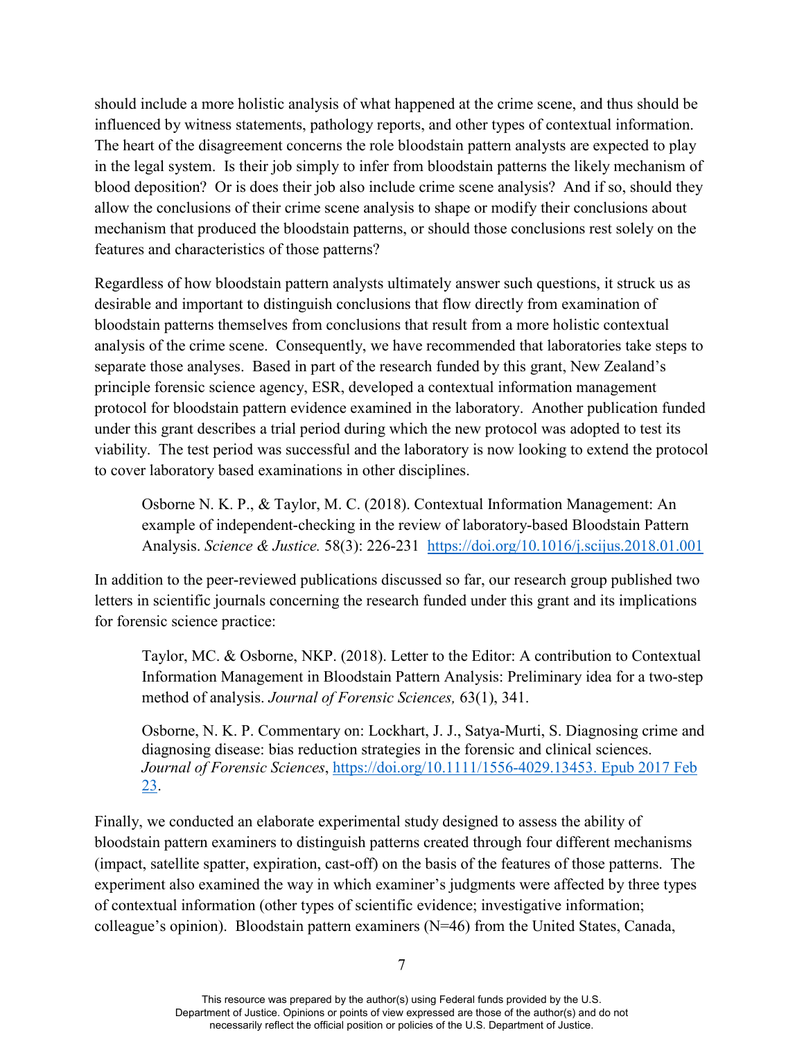should include a more holistic analysis of what happened at the crime scene, and thus should be influenced by witness statements, pathology reports, and other types of contextual information. The heart of the disagreement concerns the role bloodstain pattern analysts are expected to play in the legal system. Is their job simply to infer from bloodstain patterns the likely mechanism of blood deposition? Or is does their job also include crime scene analysis? And if so, should they allow the conclusions of their crime scene analysis to shape or modify their conclusions about mechanism that produced the bloodstain patterns, or should those conclusions rest solely on the features and characteristics of those patterns?

Regardless of how bloodstain pattern analysts ultimately answer such questions, it struck us as desirable and important to distinguish conclusions that flow directly from examination of bloodstain patterns themselves from conclusions that result from a more holistic contextual analysis of the crime scene. Consequently, we have recommended that laboratories take steps to separate those analyses. Based in part of the research funded by this grant, New Zealand's principle forensic science agency, ESR, developed a contextual information management protocol for bloodstain pattern evidence examined in the laboratory. Another publication funded under this grant describes a trial period during which the new protocol was adopted to test its viability. The test period was successful and the laboratory is now looking to extend the protocol to cover laboratory based examinations in other disciplines.

> Osborne N. K. P., & Taylor, M. C. (2018). Contextual Information Management: An example of independent-checking in the review of laboratory-based Bloodstain Pattern Analysis. *Science & Justice.* 58(3): 226-231 https://doi.org/10.1016/j.scijus.2018.01.001

In addition to the peer-reviewed publications discussed so far, our research group published two letters in scientific journals concerning the research funded under this grant and its implications for forensic science practice:

> Taylor, MC. & Osborne, NKP. (2018). Letter to the Editor: A contribution to Contextual Information Management in Bloodstain Pattern Analysis: Preliminary idea for a two-step method of analysis. *Journal of Forensic Sciences,* 63(1), 341.

> Osborne, N. K. P. Commentary on: Lockhart, J. J., Satya-Murti, S. Diagnosing crime and diagnosing disease: bias reduction strategies in the forensic and clinical sciences. *Journal of Forensic Sciences*, https://doi.org/10.1111/1556-4029.13453. Epub 2017 Feb 23.

Finally, we conducted an elaborate experimental study designed to assess the ability of bloodstain pattern examiners to distinguish patterns created through four different mechanisms (impact, satellite spatter, expiration, cast-off) on the basis of the features of those patterns. The experiment also examined the way in which examiner's judgments were affected by three types of contextual information (other types of scientific evidence; investigative information; colleague's opinion). Bloodstain pattern examiners (N=46) from the United States, Canada,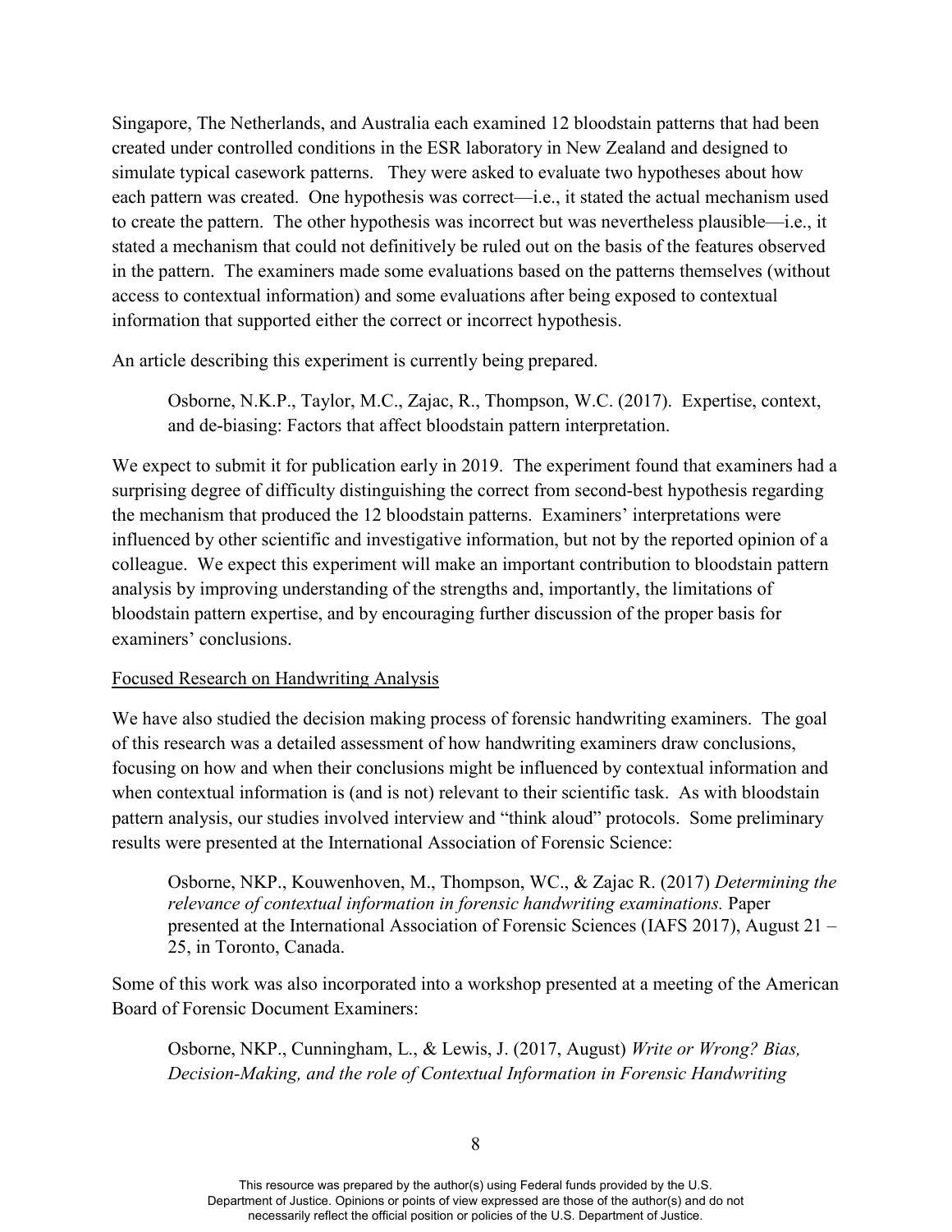Singapore, The Netherlands, and Australia each examined 12 bloodstain patterns that had been created under controlled conditions in the ESR laboratory in New Zealand and designed to simulate typical casework patterns. They were asked to evaluate two hypotheses about how each pattern was created. One hypothesis was correct—i.e., it stated the actual mechanism used to create the pattern. The other hypothesis was incorrect but was nevertheless plausible—i.e., it stated a mechanism that could not definitively be ruled out on the basis of the features observed in the pattern. The examiners made some evaluations based on the patterns themselves (without access to contextual information) and some evaluations after being exposed to contextual information that supported either the correct or incorrect hypothesis.

An article describing this experiment is currently being prepared.

> Osborne, N.K.P., Taylor, M.C., Zajac, R., Thompson, W.C. (2017). Expertise, context, and de-biasing: Factors that affect bloodstain pattern interpretation.

We expect to submit it for publication early in 2019. The experiment found that examiners had a surprising degree of difficulty distinguishing the correct from second-best hypothesis regarding the mechanism that produced the 12 bloodstain patterns. Examiners' interpretations were influenced by other scientific and investigative information, but not by the reported opinion of a colleague. We expect this experiment will make an important contribution to bloodstain pattern analysis by improving understanding of the strengths and, importantly, the limitations of bloodstain pattern expertise, and by encouraging further discussion of the proper basis for examiners' conclusions.

<u>Focused Research on Handwriting Analysis</u>

We have also studied the decision making process of forensic handwriting examiners. The goal of this research was a detailed assessment of how handwriting examiners draw conclusions, focusing on how and when their conclusions might be influenced by contextual information and when contextual information is (and is not) relevant to their scientific task. As with bloodstain pattern analysis, our studies involved interview and "think aloud" protocols. Some preliminary results were presented at the International Association of Forensic Science:

> Osborne, NKP., Kouwenhoven, M., Thompson, WC., & Zajac R. (2017) *Determining the relevance of contextual information in forensic handwriting examinations.* Paper presented at the International Association of Forensic Sciences (IAFS 2017), August 21 – 25, in Toronto, Canada.

Some of this work was also incorporated into a workshop presented at a meeting of the American Board of Forensic Document Examiners:

> Osborne, NKP., Cunningham, L., & Lewis, J. (2017, August) *Write or Wrong? Bias, Decision-Making, and the role of Contextual Information in Forensic Handwriting*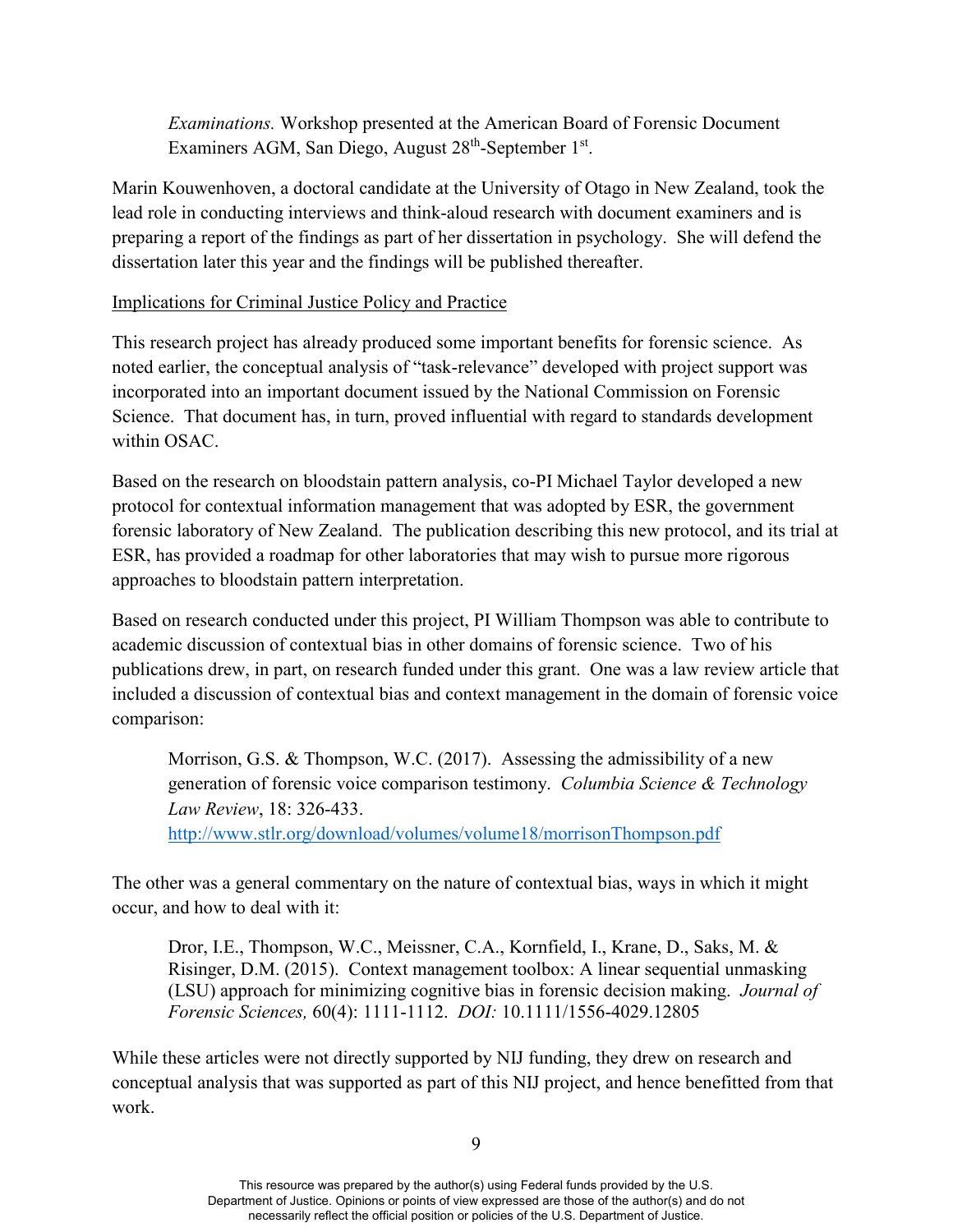*Examinations.* Workshop presented at the American Board of Forensic Document Examiners AGM, San Diego, August 28th-September 1st.

Marin Kouwenhoven, a doctoral candidate at the University of Otago in New Zealand, took the lead role in conducting interviews and think-aloud research with document examiners and is preparing a report of the findings as part of her dissertation in psychology. She will defend the dissertation later this year and the findings will be published thereafter.

Implications for Criminal Justice Policy and Practice

This research project has already produced some important benefits for forensic science. As noted earlier, the conceptual analysis of "task-relevance" developed with project support was incorporated into an important document issued by the National Commission on Forensic Science. That document has, in turn, proved influential with regard to standards development within OSAC.

Based on the research on bloodstain pattern analysis, co-PI Michael Taylor developed a new protocol for contextual information management that was adopted by ESR, the government forensic laboratory of New Zealand. The publication describing this new protocol, and its trial at ESR, has provided a roadmap for other laboratories that may wish to pursue more rigorous approaches to bloodstain pattern interpretation.

Based on research conducted under this project, PI William Thompson was able to contribute to academic discussion of contextual bias in other domains of forensic science. Two of his publications drew, in part, on research funded under this grant. One was a law review article that included a discussion of contextual bias and context management in the domain of forensic voice comparison:

> Morrison, G.S. & Thompson, W.C. (2017). Assessing the admissibility of a new generation of forensic voice comparison testimony. *Columbia Science & Technology Law Review*, 18: 326-433. http://www.stlr.org/download/volumes/volume18/morrisonThompson.pdf

The other was a general commentary on the nature of contextual bias, ways in which it might occur, and how to deal with it:

> Dror, I.E., Thompson, W.C., Meissner, C.A., Kornfield, I., Krane, D., Saks, M. & Risinger, D.M. (2015). Context management toolbox: A linear sequential unmasking (LSU) approach for minimizing cognitive bias in forensic decision making. *Journal of Forensic Sciences,* 60(4): 1111-1112. *DOI:* 10.1111/1556-4029.12805

While these articles were not directly supported by NIJ funding, they drew on research and conceptual analysis that was supported as part of this NIJ project, and hence benefitted from that work.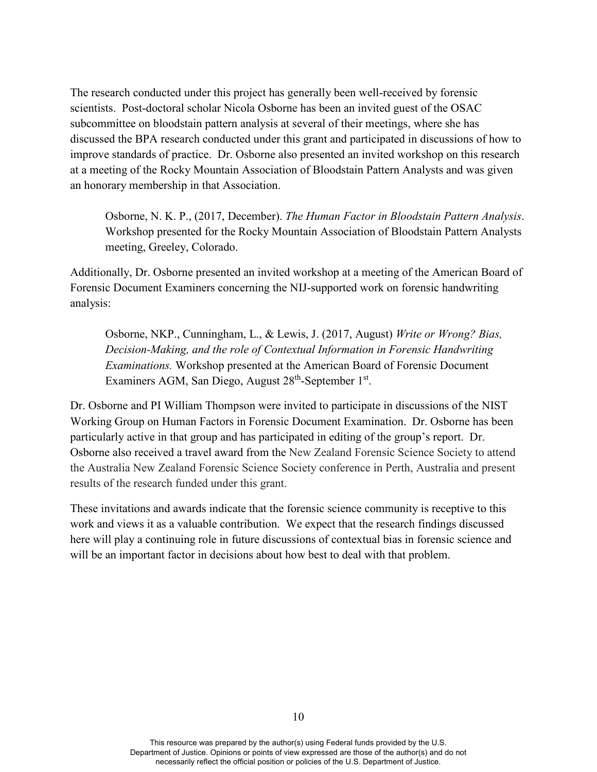The research conducted under this project has generally been well-received by forensic scientists. Post-doctoral scholar Nicola Osborne has been an invited guest of the OSAC subcommittee on bloodstain pattern analysis at several of their meetings, where she has discussed the BPA research conducted under this grant and participated in discussions of how to improve standards of practice. Dr. Osborne also presented an invited workshop on this research at a meeting of the Rocky Mountain Association of Bloodstain Pattern Analysts and was given an honorary membership in that Association.

> Osborne, N. K. P., (2017, December). *The Human Factor in Bloodstain Pattern Analysis*. Workshop presented for the Rocky Mountain Association of Bloodstain Pattern Analysts meeting, Greeley, Colorado.

Additionally, Dr. Osborne presented an invited workshop at a meeting of the American Board of Forensic Document Examiners concerning the NIJ-supported work on forensic handwriting analysis:

> Osborne, NKP., Cunningham, L., & Lewis, J. (2017, August) *Write or Wrong? Bias, Decision-Making, and the role of Contextual Information in Forensic Handwriting Examinations.* Workshop presented at the American Board of Forensic Document Examiners AGM, San Diego, August 28th-September 1st.

Dr. Osborne and PI William Thompson were invited to participate in discussions of the NIST Working Group on Human Factors in Forensic Document Examination. Dr. Osborne has been particularly active in that group and has participated in editing of the group's report. Dr. Osborne also received a travel award from the New Zealand Forensic Science Society to attend the Australia New Zealand Forensic Science Society conference in Perth, Australia and present results of the research funded under this grant.

These invitations and awards indicate that the forensic science community is receptive to this work and views it as a valuable contribution. We expect that the research findings discussed here will play a continuing role in future discussions of contextual bias in forensic science and will be an important factor in decisions about how best to deal with that problem.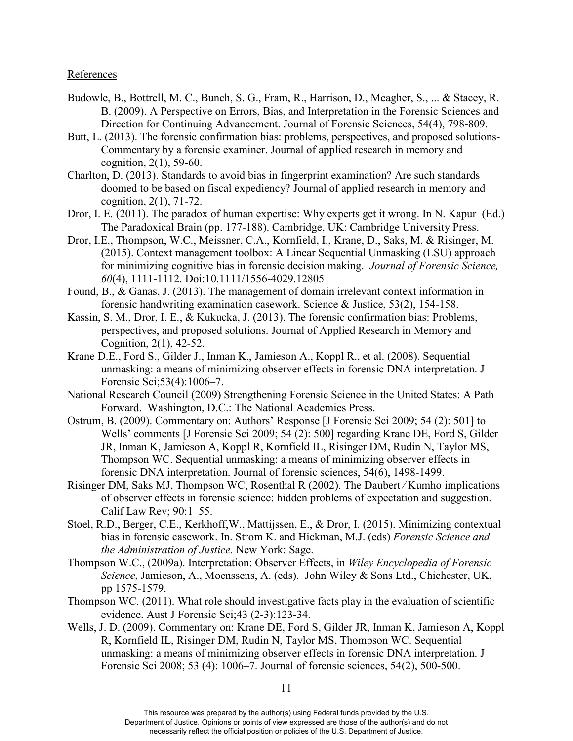References

Budowle, B., Bottrell, M. C., Bunch, S. G., Fram, R., Harrison, D., Meagher, S., ... & Stacey, R. B. (2009). A Perspective on Errors, Bias, and Interpretation in the Forensic Sciences and Direction for Continuing Advancement. Journal of Forensic Sciences, 54(4), 798-809.

Butt, L. (2013). The forensic confirmation bias: problems, perspectives, and proposed solutions-Commentary by a forensic examiner. Journal of applied research in memory and cognition, 2(1), 59-60.

Charlton, D. (2013). Standards to avoid bias in fingerprint examination? Are such standards doomed to be based on fiscal expediency? Journal of applied research in memory and cognition, 2(1), 71-72.

Dror, I. E. (2011). The paradox of human expertise: Why experts get it wrong. In N. Kapur (Ed.) The Paradoxical Brain (pp. 177-188). Cambridge, UK: Cambridge University Press.

Dror, I.E., Thompson, W.C., Meissner, C.A., Kornfield, I., Krane, D., Saks, M. & Risinger, M. (2015). Context management toolbox: A Linear Sequential Unmasking (LSU) approach for minimizing cognitive bias in forensic decision making. *Journal of Forensic Science, 60*(4), 1111-1112. Doi:10.1111/1556-4029.12805

Found, B., & Ganas, J. (2013). The management of domain irrelevant context information in forensic handwriting examination casework. Science & Justice, 53(2), 154-158.

Kassin, S. M., Dror, I. E., & Kukucka, J. (2013). The forensic confirmation bias: Problems, perspectives, and proposed solutions. Journal of Applied Research in Memory and Cognition, 2(1), 42-52.

Krane D.E., Ford S., Gilder J., Inman K., Jamieson A., Koppl R., et al. (2008). Sequential unmasking: a means of minimizing observer effects in forensic DNA interpretation. J Forensic Sci;53(4):1006–7.

National Research Council (2009) Strengthening Forensic Science in the United States: A Path Forward. Washington, D.C.: The National Academies Press.

Ostrum, B. (2009). Commentary on: Authors' Response [J Forensic Sci 2009; 54 (2): 501] to Wells' comments [J Forensic Sci 2009; 54 (2): 500] regarding Krane DE, Ford S, Gilder JR, Inman K, Jamieson A, Koppl R, Kornfield IL, Risinger DM, Rudin N, Taylor MS, Thompson WC. Sequential unmasking: a means of minimizing observer effects in forensic DNA interpretation. Journal of forensic sciences, 54(6), 1498-1499.

Risinger DM, Saks MJ, Thompson WC, Rosenthal R (2002). The Daubert ⁄ Kumho implications of observer effects in forensic science: hidden problems of expectation and suggestion. Calif Law Rev; 90:1–55.

Stoel, R.D., Berger, C.E., Kerkhoff,W., Mattijssen, E., & Dror, I. (2015). Minimizing contextual bias in forensic casework. In. Strom K. and Hickman, M.J. (eds) *Forensic Science and the Administration of Justice.* New York: Sage.

Thompson W.C., (2009a). Interpretation: Observer Effects, in *Wiley Encyclopedia of Forensic Science*, Jamieson, A., Moenssens, A. (eds). John Wiley & Sons Ltd., Chichester, UK, pp 1575-1579.

Thompson WC. (2011). What role should investigative facts play in the evaluation of scientific evidence. Aust J Forensic Sci;43 (2-3):123-34.

Wells, J. D. (2009). Commentary on: Krane DE, Ford S, Gilder JR, Inman K, Jamieson A, Koppl R, Kornfield IL, Risinger DM, Rudin N, Taylor MS, Thompson WC. Sequential unmasking: a means of minimizing observer effects in forensic DNA interpretation. J Forensic Sci 2008; 53 (4): 1006–7. Journal of forensic sciences, 54(2), 500-500.

This resource was prepared by the author(s) using Federal funds provided by the U.S. Department of Justice. Opinions or points of view expressed are those of the author(s) and do not necessarily reflect the official position or policies of the U.S. Department of Justice.